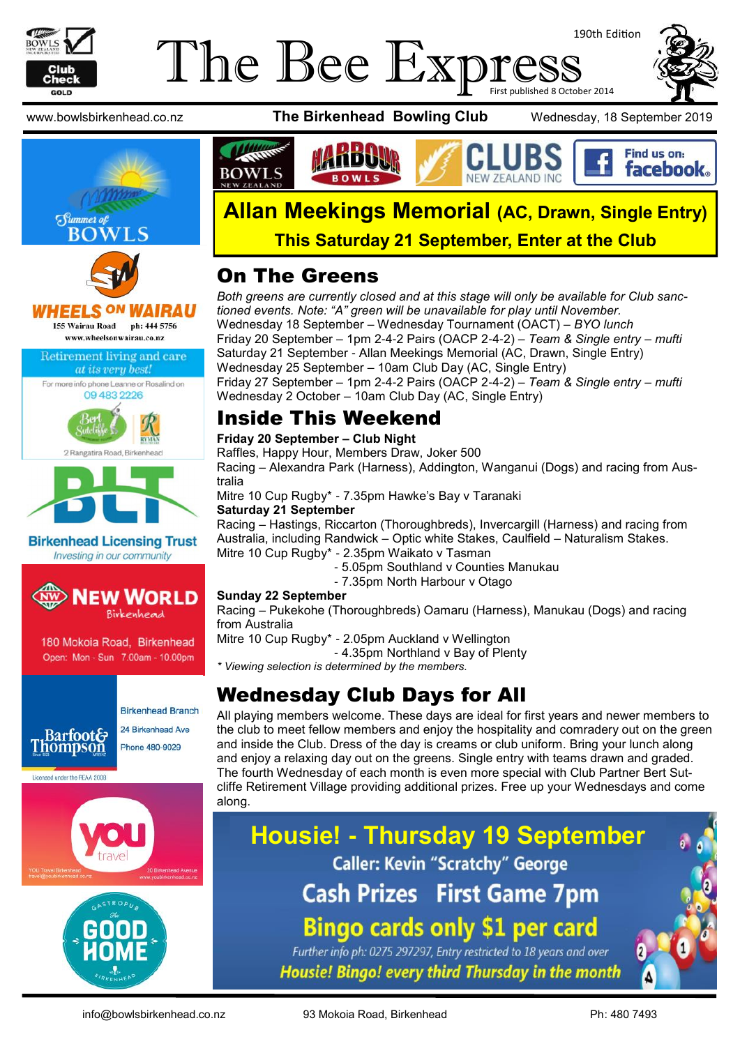# The Bee Express

190th Edition

First published 8 October 2014

www.bowlsbirkenhead.co.nz **The Birkenhead Bowling Club** Wednesday, 18 September 2019

## Allan Meekings Memorial (AC, Drawn, Single Entry)

**This Saturday 21 September, Enter at the Club**

## On The Greens

*Both greens are currently closed and at this stage will only be available for Club sanctioned events. Note: "A" green will be unavailable for play until November.*

Wednesday 18 September – Wednesday Tournament (OACT) – *BYO lunch*
Friday 20 September – 1pm 2-4-2 Pairs (OACP 2-4-2) – *Team & Single entry – mufti*
Saturday 21 September - Allan Meekings Memorial (AC, Drawn, Single Entry)
Wednesday 25 September – 10am Club Day (AC, Single Entry)
Friday 27 September – 1pm 2-4-2 Pairs (OACP 2-4-2) – *Team & Single entry – mufti*
Wednesday 2 October – 10am Club Day (AC, Single Entry)

## Inside This Weekend

**Friday 20 September – Club Night**

Raffles, Happy Hour, Members Draw, Joker 500
Racing – Alexandra Park (Harness), Addington, Wanganui (Dogs) and racing from Australia
Mitre 10 Cup Rugby* - 7.35pm Hawke's Bay v Taranaki

**Saturday 21 September**

Racing – Hastings, Riccarton (Thoroughbreds), Invercargill (Harness) and racing from Australia, including Randwick – Optic white Stakes, Caulfield – Naturalism Stakes.
Mitre 10 Cup Rugby* - 2.35pm Waikato v Tasman
- 5.05pm Southland v Counties Manukau
- 7.35pm North Harbour v Otago

**Sunday 22 September**

Racing – Pukekohe (Thoroughbreds) Oamaru (Harness), Manukau (Dogs) and racing from Australia
Mitre 10 Cup Rugby* - 2.05pm Auckland v Wellington
- 4.35pm Northland v Bay of Plenty

*\* Viewing selection is determined by the members.*

## Wednesday Club Days for All

All playing members welcome. These days are ideal for first years and newer members to the club to meet fellow members and enjoy the hospitality and comradery out on the green and inside the Club. Dress of the day is creams or club uniform. Bring your lunch along and enjoy a relaxing day out on the greens. Single entry with teams drawn and graded. The fourth Wednesday of each month is even more special with Club Partner Bert Sutcliffe Retirement Village providing additional prizes. Free up your Wednesdays and come along.

## Housie! - Thursday 19 September

Caller: Kevin "Scratchy" George

Cash Prizes First Game 7pm

Bingo cards only $1 per card

*Further info ph: 0275 297297, Entry restricted to 18 years and over*

***Housie! Bingo! every third Thursday in the month***

---

Summer of Bowls

WHEELS ON WAIRAU — 155 Wairau Road ph: 444 5756 — www.wheelsonwairau.co.nz

Retirement living and care *at its very best!* For more info phone Leanne or Rosalind on 09 483 2226 — Bert Sutcliffe, Ryman — 2 Rangatira Road, Birkenhead

Birkenhead Licensing Trust — *Investing in our community*

NEW WORLD Birkenhead — 180 Mokoia Road, Birkenhead — Open: Mon - Sun 7.00am - 10.00pm

Barfoot & Thompson — Birkenhead Branch — 24 Birkenhead Ave — Phone 480-9029 — Licensed under the REAA 2008

you travel — YOU Travel Birkenhead travel@youbirkenhead.co.nz — 20 Birkenhead Avenue www.youbirkenhead.co.nz

Gastropub The Good Home Birkenhead

info@bowlsbirkenhead.co.nz 93 Mokoia Road, Birkenhead Ph: 480 7493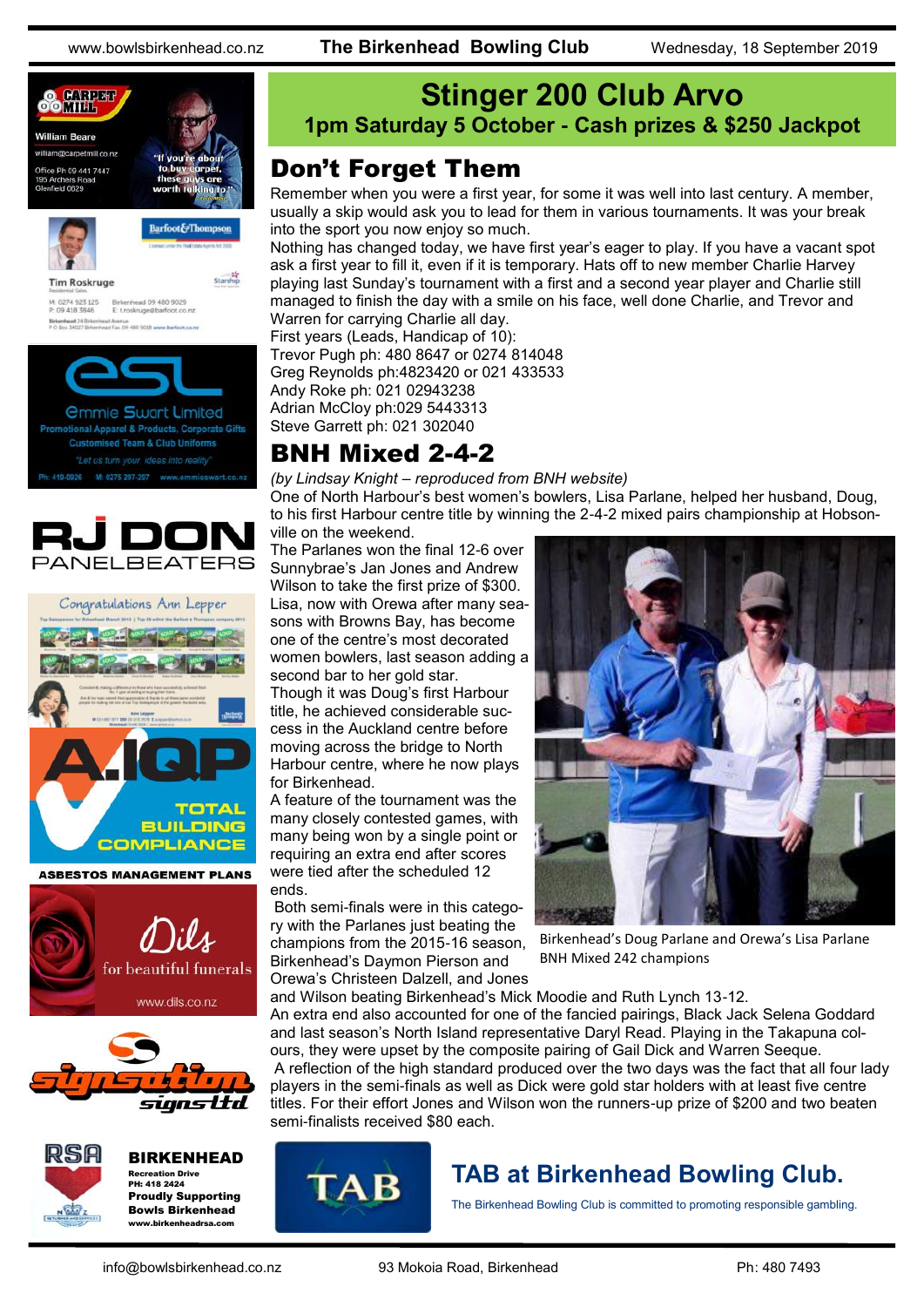# Stinger 200 Club Arvo

**1pm Saturday 5 October - Cash prizes & $250 Jackpot**

## Don't Forget Them

Remember when you were a first year, for some it was well into last century. A member, usually a skip would ask you to lead for them in various tournaments. It was your break into the sport you now enjoy so much.

Nothing has changed today, we have first year's eager to play. If you have a vacant spot ask a first year to fill it, even if it is temporary. Hats off to new member Charlie Harvey playing last Sunday's tournament with a first and a second year player and Charlie still managed to finish the day with a smile on his face, well done Charlie, and Trevor and Warren for carrying Charlie all day.

First years (Leads, Handicap of 10):
Trevor Pugh ph: 480 8647 or 0274 814048
Greg Reynolds ph:4823420 or 021 433533
Andy Roke ph: 021 02943238
Adrian McCloy ph:029 5443313
Steve Garrett ph: 021 302040

## BNH Mixed 2-4-2

*(by Lindsay Knight – reproduced from BNH website)*

One of North Harbour's best women's bowlers, Lisa Parlane, helped her husband, Doug, to his first Harbour centre title by winning the 2-4-2 mixed pairs championship at Hobsonville on the weekend.

The Parlanes won the final 12-6 over Sunnybrae's Jan Jones and Andrew Wilson to take the first prize of $300. Lisa, now with Orewa after many seasons with Browns Bay, has become one of the centre's most decorated women bowlers, last season adding a second bar to her gold star.

Though it was Doug's first Harbour title, he achieved considerable success in the Auckland centre before moving across the bridge to North Harbour centre, where he now plays for Birkenhead.

A feature of the tournament was the many closely contested games, with many being won by a single point or requiring an extra end after scores were tied after the scheduled 12 ends.

Both semi-finals were in this category with the Parlanes just beating the champions from the 2015-16 season, Birkenhead's Daymon Pierson and Orewa's Christeen Dalzell, and Jones and Wilson beating Birkenhead's Mick Moodie and Ruth Lynch 13-12.

Birkenhead's Doug Parlane and Orewa's Lisa Parlane BNH Mixed 242 champions

An extra end also accounted for one of the fancied pairings, Black Jack Selena Goddard and last season's North Island representative Daryl Read. Playing in the Takapuna colours, they were upset by the composite pairing of Gail Dick and Warren Seeque.

A reflection of the high standard produced over the two days was the fact that all four lady players in the semi-finals as well as Dick were gold star holders with at least five centre titles. For their effort Jones and Wilson won the runners-up prize of $200 and two beaten semi-finalists received $80 each.

## TAB at Birkenhead Bowling Club.

The Birkenhead Bowling Club is committed to promoting responsible gambling.

Carpet Mill — William Beare — william@carpetmill.co.nz — Office Ph 09 441 7447 — 195 Archers Road Glenfield 0629 — "If you're about to buy carpet, these guys are worth talking to."

Barfoot & Thompson — Tim Roskruge — M: 0274 923 125 — P: 09 418 3846 — Birkenhead 09 480 9029 — E: t.roskruge@barfoot.co.nz

esl — Emmie Swart Limited — Promotional Apparel & Products, Corporate Gifts — Customised Team & Club Uniforms — "Let us turn your ideas into reality" — Ph: 410-0926 — M: 0275 297-207 — www.emmieswart.co.nz

RJ DON PANELBEATERS

Congratulations Ann Lepper

A.IQP — TOTAL BUILDING COMPLIANCE — ASBESTOS MANAGEMENT PLANS

Dils for beautiful funerals — www.dils.co.nz

signsation signs ltd

RSA BIRKENHEAD — Recreation Drive — PH: 418 2424 — Proudly Supporting Bowls Birkenhead — www.birkenheadrsa.com

TAB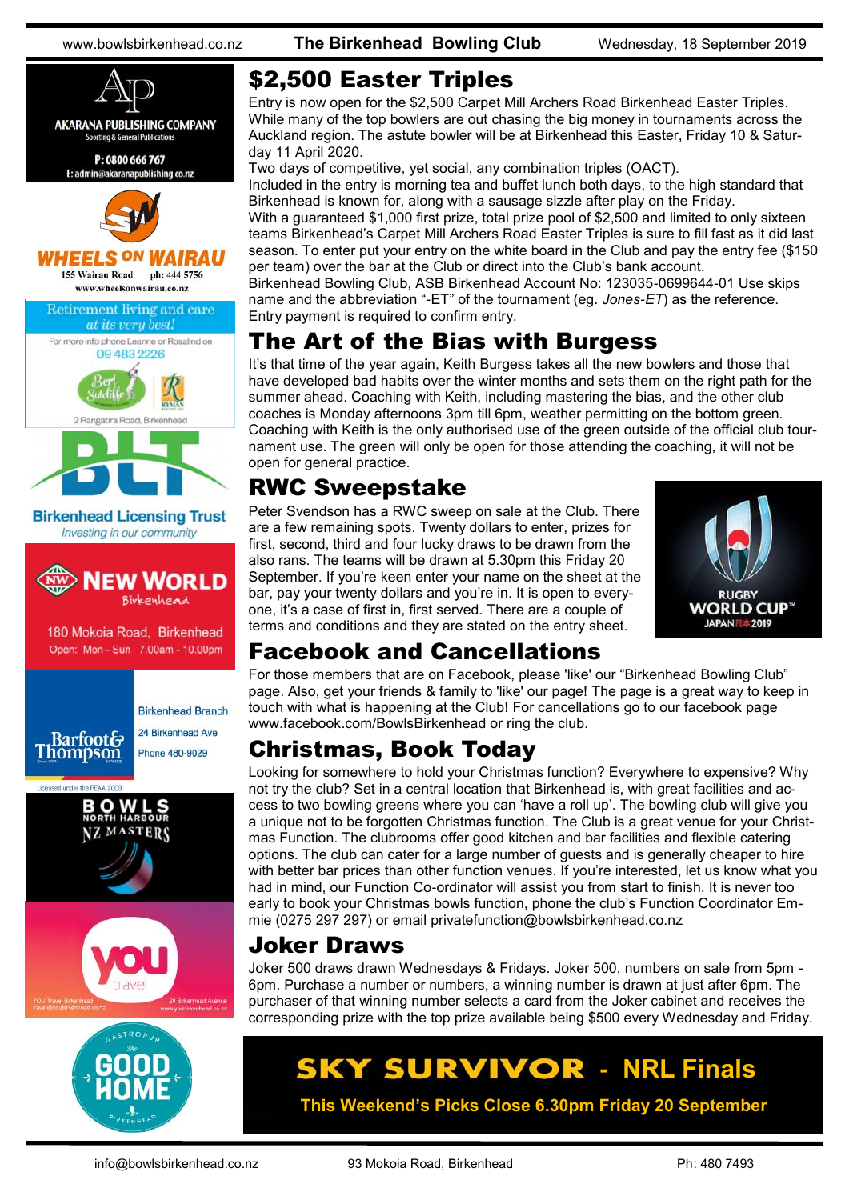# $2,500 Easter Triples

Entry is now open for the $2,500 Carpet Mill Archers Road Birkenhead Easter Triples. While many of the top bowlers are out chasing the big money in tournaments across the Auckland region. The astute bowler will be at Birkenhead this Easter, Friday 10 & Saturday 11 April 2020.

Two days of competitive, yet social, any combination triples (OACT).

Included in the entry is morning tea and buffet lunch both days, to the high standard that Birkenhead is known for, along with a sausage sizzle after play on the Friday.

With a guaranteed $1,000 first prize, total prize pool of $2,500 and limited to only sixteen teams Birkenhead's Carpet Mill Archers Road Easter Triples is sure to fill fast as it did last season. To enter put your entry on the white board in the Club and pay the entry fee ($150 per team) over the bar at the Club or direct into the Club's bank account.

Birkenhead Bowling Club, ASB Birkenhead Account No: 123035-0699644-01 Use skips name and the abbreviation "-ET" of the tournament (eg. *Jones-ET*) as the reference.

Entry payment is required to confirm entry.

# The Art of the Bias with Burgess

It's that time of the year again, Keith Burgess takes all the new bowlers and those that have developed bad habits over the winter months and sets them on the right path for the summer ahead. Coaching with Keith, including mastering the bias, and the other club coaches is Monday afternoons 3pm till 6pm, weather permitting on the bottom green. Coaching with Keith is the only authorised use of the green outside of the official club tournament use. The green will only be open for those attending the coaching, it will not be open for general practice.

# RWC Sweepstake

Peter Svendson has a RWC sweep on sale at the Club. There are a few remaining spots. Twenty dollars to enter, prizes for first, second, third and four lucky draws to be drawn from the also rans. The teams will be drawn at 5.30pm this Friday 20 September. If you're keen enter your name on the sheet at the bar, pay your twenty dollars and you're in. It is open to everyone, it's a case of first in, first served. There are a couple of terms and conditions and they are stated on the entry sheet.

# Facebook and Cancellations

For those members that are on Facebook, please 'like' our "Birkenhead Bowling Club" page. Also, get your friends & family to 'like' our page! The page is a great way to keep in touch with what is happening at the Club! For cancellations go to our facebook page www.facebook.com/BowlsBirkenhead or ring the club.

# Christmas, Book Today

Looking for somewhere to hold your Christmas function? Everywhere to expensive? Why not try the club? Set in a central location that Birkenhead is, with great facilities and access to two bowling greens where you can 'have a roll up'. The bowling club will give you a unique not to be forgotten Christmas function. The Club is a great venue for your Christmas Function. The clubrooms offer good kitchen and bar facilities and flexible catering options. The club can cater for a large number of guests and is generally cheaper to hire with better bar prices than other function venues. If you're interested, let us know what you had in mind, our Function Co-ordinator will assist you from start to finish. It is never too early to book your Christmas bowls function, phone the club's Function Coordinator Emmie (0275 297 297) or email privatefunction@bowlsbirkenhead.co.nz

# Joker Draws

Joker 500 draws drawn Wednesdays & Fridays. Joker 500, numbers on sale from 5pm - 6pm. Purchase a number or numbers, a winning number is drawn at just after 6pm. The purchaser of that winning number selects a card from the Joker cabinet and receives the corresponding prize with the top prize available being $500 every Wednesday and Friday.

## SKY SURVIVOR - NRL Finals

**This Weekend's Picks Close 6.30pm Friday 20 September**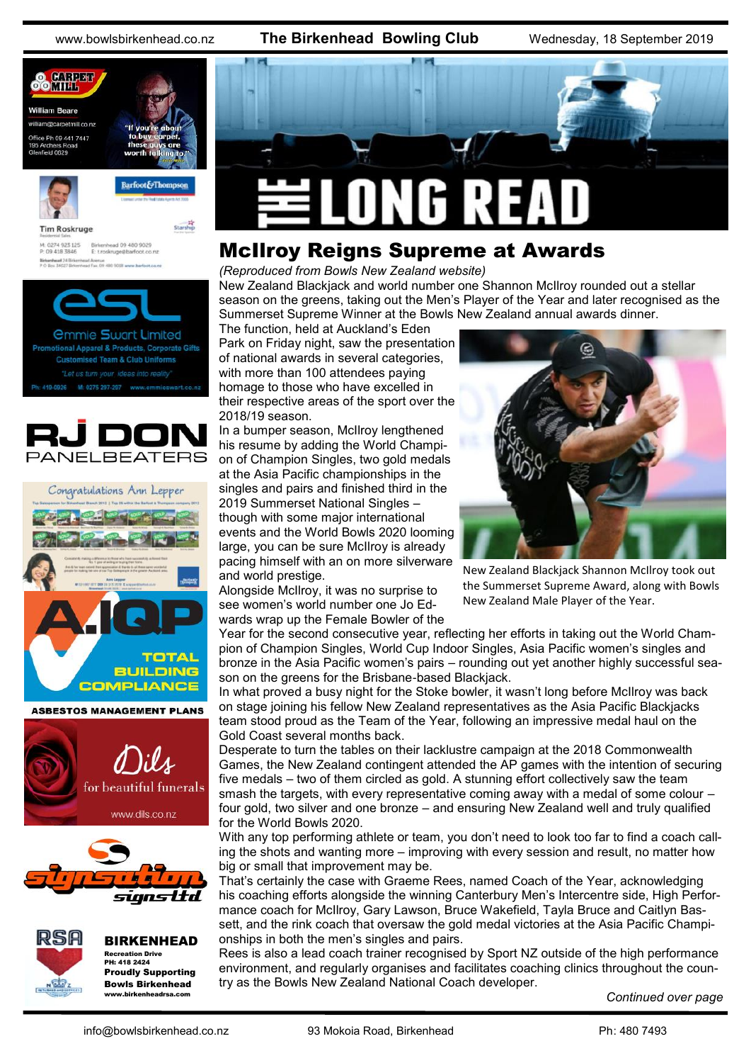# McIlroy Reigns Supreme at Awards

*(Reproduced from Bowls New Zealand website)*

New Zealand Blackjack and world number one Shannon McIlroy rounded out a stellar season on the greens, taking out the Men's Player of the Year and later recognised as the Summerset Supreme Winner at the Bowls New Zealand annual awards dinner.

The function, held at Auckland's Eden Park on Friday night, saw the presentation of national awards in several categories, with more than 100 attendees paying homage to those who have excelled in their respective areas of the sport over the 2018/19 season.

In a bumper season, McIlroy lengthened his resume by adding the World Champion of Champion Singles, two gold medals at the Asia Pacific championships in the singles and pairs and finished third in the 2019 Summerset National Singles – though with some major international events and the World Bowls 2020 looming large, you can be sure McIlroy is already pacing himself with an on more silverware and world prestige.

New Zealand Blackjack Shannon McIlroy took out the Summerset Supreme Award, along with Bowls New Zealand Male Player of the Year.

Alongside McIlroy, it was no surprise to see women's world number one Jo Edwards wrap up the Female Bowler of the Year for the second consecutive year, reflecting her efforts in taking out the World Champion of Champion Singles, World Cup Indoor Singles, Asia Pacific women's singles and bronze in the Asia Pacific women's pairs – rounding out yet another highly successful season on the greens for the Brisbane-based Blackjack.

In what proved a busy night for the Stoke bowler, it wasn't long before McIlroy was back on stage joining his fellow New Zealand representatives as the Asia Pacific Blackjacks team stood proud as the Team of the Year, following an impressive medal haul on the Gold Coast several months back.

Desperate to turn the tables on their lacklustre campaign at the 2018 Commonwealth Games, the New Zealand contingent attended the AP games with the intention of securing five medals – two of them circled as gold. A stunning effort collectively saw the team smash the targets, with every representative coming away with a medal of some colour – four gold, two silver and one bronze – and ensuring New Zealand well and truly qualified for the World Bowls 2020.

With any top performing athlete or team, you don't need to look too far to find a coach calling the shots and wanting more – improving with every session and result, no matter how big or small that improvement may be.

That's certainly the case with Graeme Rees, named Coach of the Year, acknowledging his coaching efforts alongside the winning Canterbury Men's Intercentre side, High Performance coach for McIlroy, Gary Lawson, Bruce Wakefield, Tayla Bruce and Caitlyn Bassett, and the rink coach that oversaw the gold medal victories at the Asia Pacific Championships in both the men's singles and pairs.

Rees is also a lead coach trainer recognised by Sport NZ outside of the high performance environment, and regularly organises and facilitates coaching clinics throughout the country as the Bowls New Zealand National Coach developer.

*Continued over page*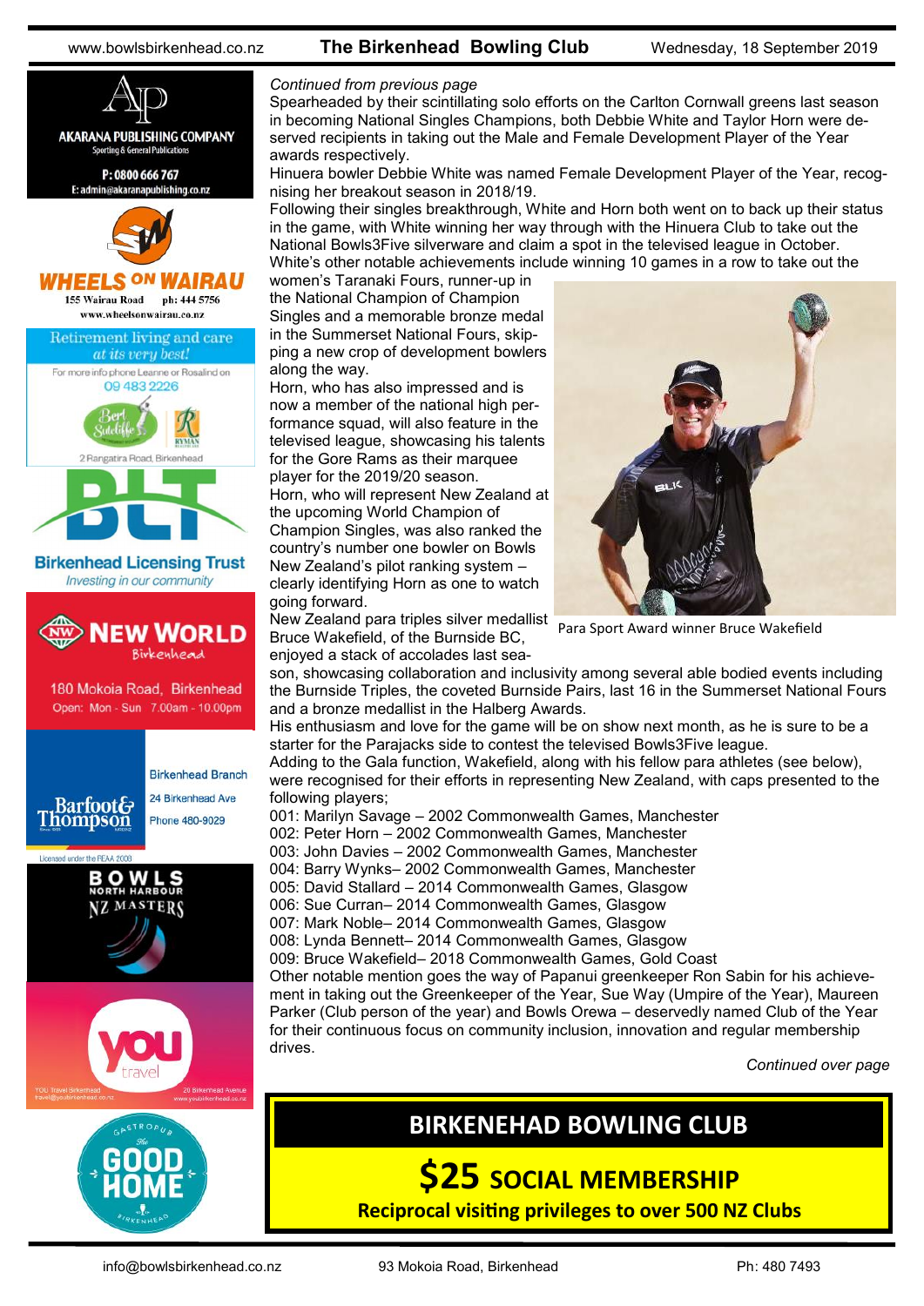*Continued from previous page*

Spearheaded by their scintillating solo efforts on the Carlton Cornwall greens last season in becoming National Singles Champions, both Debbie White and Taylor Horn were deserved recipients in taking out the Male and Female Development Player of the Year awards respectively.

Hinuera bowler Debbie White was named Female Development Player of the Year, recognising her breakout season in 2018/19.

Following their singles breakthrough, White and Horn both went on to back up their status in the game, with White winning her way through with the Hinuera Club to take out the National Bowls3Five silverware and claim a spot in the televised league in October.

White's other notable achievements include winning 10 games in a row to take out the women's Taranaki Fours, runner-up in the National Champion of Champion Singles and a memorable bronze medal in the Summerset National Fours, skipping a new crop of development bowlers along the way.

Horn, who has also impressed and is now a member of the national high performance squad, will also feature in the televised league, showcasing his talents for the Gore Rams as their marquee player for the 2019/20 season.

Horn, who will represent New Zealand at the upcoming World Champion of Champion Singles, was also ranked the country's number one bowler on Bowls New Zealand's pilot ranking system – clearly identifying Horn as one to watch going forward.

New Zealand para triples silver medallist Bruce Wakefield, of the Burnside BC, enjoyed a stack of accolades last season, showcasing collaboration and inclusivity among several able bodied events including the Burnside Triples, the coveted Burnside Pairs, last 16 in the Summerset National Fours and a bronze medallist in the Halberg Awards.

Para Sport Award winner Bruce Wakefield

His enthusiasm and love for the game will be on show next month, as he is sure to be a starter for the Parajacks side to contest the televised Bowls3Five league.

Adding to the Gala function, Wakefield, along with his fellow para athletes (see below), were recognised for their efforts in representing New Zealand, with caps presented to the following players;

001: Marilyn Savage – 2002 Commonwealth Games, Manchester
002: Peter Horn – 2002 Commonwealth Games, Manchester
003: John Davies – 2002 Commonwealth Games, Manchester
004: Barry Wynks– 2002 Commonwealth Games, Manchester
005: David Stallard – 2014 Commonwealth Games, Glasgow
006: Sue Curran– 2014 Commonwealth Games, Glasgow
007: Mark Noble– 2014 Commonwealth Games, Glasgow
008: Lynda Bennett– 2014 Commonwealth Games, Glasgow
009: Bruce Wakefield– 2018 Commonwealth Games, Gold Coast

Other notable mention goes the way of Papanui greenkeeper Ron Sabin for his achievement in taking out the Greenkeeper of the Year, Sue Way (Umpire of the Year), Maureen Parker (Club person of the year) and Bowls Orewa – deservedly named Club of the Year for their continuous focus on community inclusion, innovation and regular membership drives.

*Continued over page*

## BIRKENEHAD BOWLING CLUB

**$25 SOCIAL MEMBERSHIP**

**Reciprocal visiting privileges to over 500 NZ Clubs**

AKARANA PUBLISHING COMPANY
Sporting & General Publications
P: 0800 666 767
E: admin@akaranapublishing.co.nz

WHEELS ON WAIRAU
155 Wairau Road ph: 444 5756
www.wheelsonwairau.co.nz

Retirement living and care *at its very best!*
For more info phone Leanne or Rosalind on 09 483 2226
Bert Sutcliffe — Ryman
2 Rangatira Road, Birkenhead

BLT
Birkenhead Licensing Trust
*Investing in our community*

NEW WORLD Birkenhead
180 Mokoia Road, Birkenhead
Open: Mon - Sun 7.00am - 10.00pm

Barfoot & Thompson
Birkenhead Branch
24 Birkenhead Ave
Phone 480-9029
Licensed under the REAA 2008

BOWLS NORTH HARBOUR NZ MASTERS

YOU travel
YOU Travel Birkenhead travel@youbirkenhead.co.nz
20 Birkenhead Avenue www.youbirkenhead.co.nz

GASTROPUB The GOOD HOME BIRKENHEAD

info@bowlsbirkenhead.co.nz — 93 Mokoia Road, Birkenhead — Ph: 480 7493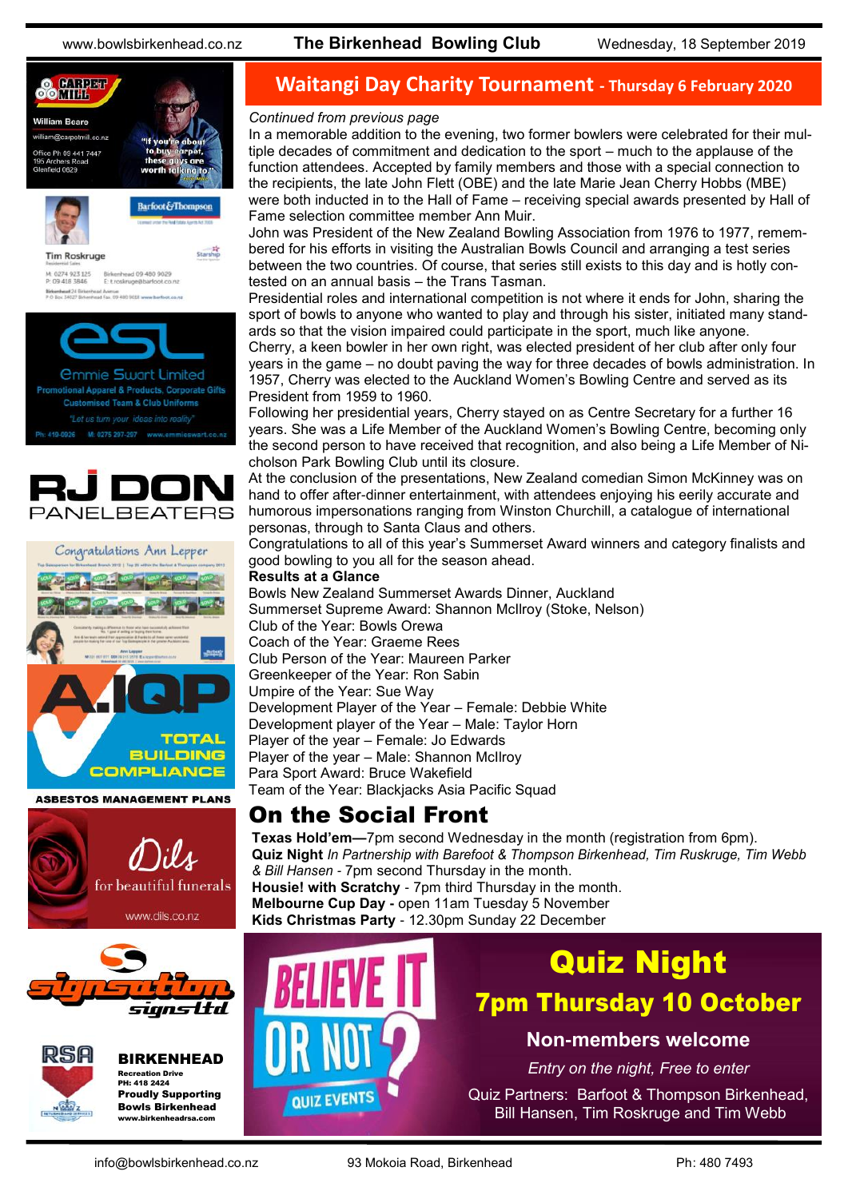## Waitangi Day Charity Tournament - Thursday 6 February 2020

*Continued from previous page*

In a memorable addition to the evening, two former bowlers were celebrated for their multiple decades of commitment and dedication to the sport – much to the applause of the function attendees. Accepted by family members and those with a special connection to the recipients, the late John Flett (OBE) and the late Marie Jean Cherry Hobbs (MBE) were both inducted in to the Hall of Fame – receiving special awards presented by Hall of Fame selection committee member Ann Muir.

John was President of the New Zealand Bowling Association from 1976 to 1977, remembered for his efforts in visiting the Australian Bowls Council and arranging a test series between the two countries. Of course, that series still exists to this day and is hotly contested on an annual basis – the Trans Tasman.

Presidential roles and international competition is not where it ends for John, sharing the sport of bowls to anyone who wanted to play and through his sister, initiated many standards so that the vision impaired could participate in the sport, much like anyone.

Cherry, a keen bowler in her own right, was elected president of her club after only four years in the game – no doubt paving the way for three decades of bowls administration. In 1957, Cherry was elected to the Auckland Women's Bowling Centre and served as its President from 1959 to 1960.

Following her presidential years, Cherry stayed on as Centre Secretary for a further 16 years. She was a Life Member of the Auckland Women's Bowling Centre, becoming only the second person to have received that recognition, and also being a Life Member of Nicholson Park Bowling Club until its closure.

At the conclusion of the presentations, New Zealand comedian Simon McKinney was on hand to offer after-dinner entertainment, with attendees enjoying his eerily accurate and humorous impersonations ranging from Winston Churchill, a catalogue of international personas, through to Santa Claus and others.

Congratulations to all of this year's Summerset Award winners and category finalists and good bowling to you all for the season ahead.

**Results at a Glance**

Bowls New Zealand Summerset Awards Dinner, Auckland
Summerset Supreme Award: Shannon McIlroy (Stoke, Nelson)
Club of the Year: Bowls Orewa
Coach of the Year: Graeme Rees
Club Person of the Year: Maureen Parker
Greenkeeper of the Year: Ron Sabin
Umpire of the Year: Sue Way
Development Player of the Year – Female: Debbie White
Development player of the Year – Male: Taylor Horn
Player of the year – Female: Jo Edwards
Player of the year – Male: Shannon McIlroy
Para Sport Award: Bruce Wakefield
Team of the Year: Blackjacks Asia Pacific Squad

## On the Social Front

**Texas Hold'em**—7pm second Wednesday in the month (registration from 6pm).
**Quiz Night** *In Partnership with Barefoot & Thompson Birkenhead, Tim Ruskruge, Tim Webb & Bill Hansen* - 7pm second Thursday in the month.
**Housie! with Scratchy** - 7pm third Thursday in the month.
**Melbourne Cup Day -** open 11am Tuesday 5 November
**Kids Christmas Party** - 12.30pm Sunday 22 December

## Quiz Night
### 7pm Thursday 10 October

**Non-members welcome**

*Entry on the night, Free to enter*

Quiz Partners: Barfoot & Thompson Birkenhead, Bill Hansen, Tim Roskruge and Tim Webb

BELIEVE IT OR NOT? QUIZ EVENTS

---

CARPET MILL — William Bearo, william@carpetmill.co.nz, Office Ph 09 441 7447, 195 Archers Road, Glenfield 0629 — "If you're about to buy carpet, these guys are worth talking to."

Barfoot & Thompson — Tim Roskrige, Residential Sales, M: 0274 923 125, P: 09 418 3846, Birkenhead 09 480 9029, E: t.roskruge@barfoot.co.nz

esl — Emmie Swart Limited — Promotional Apparel & Products, Corporate Gifts, Customised Team & Club Uniforms — "Let us turn your ideas into reality" — Ph: 419-0926, M: 0275 297-207, www.emmieswart.co.nz

RJ DON PANELBEATERS

Congratulations Ann Lepper

A.IQP — TOTAL BUILDING COMPLIANCE — ASBESTOS MANAGEMENT PLANS

Dils — for beautiful funerals — www.dils.co.nz

signsation signs ltd

RSA BIRKENHEAD — Recreation Drive, PH: 418 2424 — Proudly Supporting Bowls Birkenhead — www.birkenheadrsa.com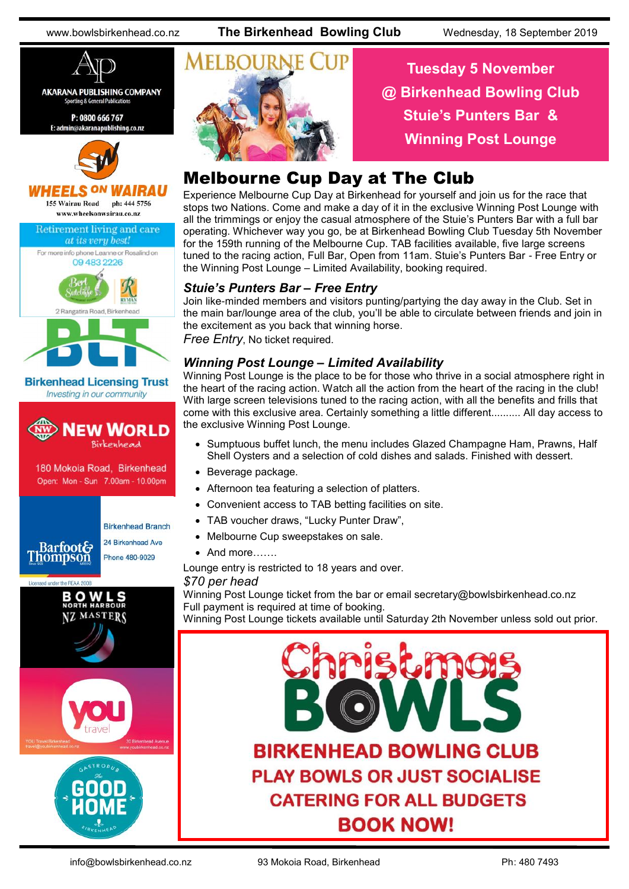MELBOURNE CUP

**Tuesday 5 November**
**@ Birkenhead Bowling Club**
**Stuie's Punters Bar & Winning Post Lounge**

# Melbourne Cup Day at The Club

Experience Melbourne Cup Day at Birkenhead for yourself and join us for the race that stops two Nations. Come and make a day of it in the exclusive Winning Post Lounge with all the trimmings or enjoy the casual atmosphere of the Stuie's Punters Bar with a full bar operating. Whichever way you go, be at Birkenhead Bowling Club Tuesday 5th November for the 159th running of the Melbourne Cup. TAB facilities available, five large screens tuned to the racing action, Full Bar, Open from 11am. Stuie's Punters Bar - Free Entry or the Winning Post Lounge – Limited Availability, booking required.

### *Stuie's Punters Bar – Free Entry*

Join like-minded members and visitors punting/partying the day away in the Club. Set in the main bar/lounge area of the club, you'll be able to circulate between friends and join in the excitement as you back that winning horse.

*Free Entry*, No ticket required.

### *Winning Post Lounge – Limited Availability*

Winning Post Lounge is the place to be for those who thrive in a social atmosphere right in the heart of the racing action. Watch all the action from the heart of the racing in the club! With large screen televisions tuned to the racing action, with all the benefits and frills that come with this exclusive area. Certainly something a little different.......... All day access to the exclusive Winning Post Lounge.

- Sumptuous buffet lunch, the menu includes Glazed Champagne Ham, Prawns, Half Shell Oysters and a selection of cold dishes and salads. Finished with dessert.
- Beverage package.
- Afternoon tea featuring a selection of platters.
- Convenient access to TAB betting facilities on site.
- TAB voucher draws, "Lucky Punter Draw",
- Melbourne Cup sweepstakes on sale.
- And more…….

Lounge entry is restricted to 18 years and over.

*$70 per head*

Winning Post Lounge ticket from the bar or email secretary@bowlsbirkenhead.co.nz
Full payment is required at time of booking.
Winning Post Lounge tickets available until Saturday 2th November unless sold out prior.

## Christmas BOWLS

**BIRKENHEAD BOWLING CLUB**
**PLAY BOWLS OR JUST SOCIALISE**
**CATERING FOR ALL BUDGETS**
**BOOK NOW!**

---

**AKARANA PUBLISHING COMPANY**
Sporting & General Publications
P: 0800 666 767
E: admin@akaranapublishing.co.nz

**WHEELS ON WAIRAU**
155 Wairau Road ph: 444 5756
www.wheelsonwairau.co.nz

Retirement living and care *at its very best!*
For more info phone Leanne or Rosalind on 09 483 2226
Bert Sutcliffe Retirement Village — Ryman Healthcare
2 Rangatira Road, Birkenhead

**Birkenhead Licensing Trust**
*Investing in our community*

**NEW WORLD** Birkenhead
180 Mokoia Road, Birkenhead
Open: Mon - Sun 7.00am - 10.00pm

Barfoot & Thompson
Birkenhead Branch
24 Birkenhead Ave
Phone 480-9029

**BOWLS NORTH HARBOUR NZ MASTERS**

you travel
YOU Travel Birkenhead travel@youbirkenhead.co.nz
20 Birkenhead Avenue www.youbirkenhead.co.nz

GASTROPUB The GOOD HOME Birkenhead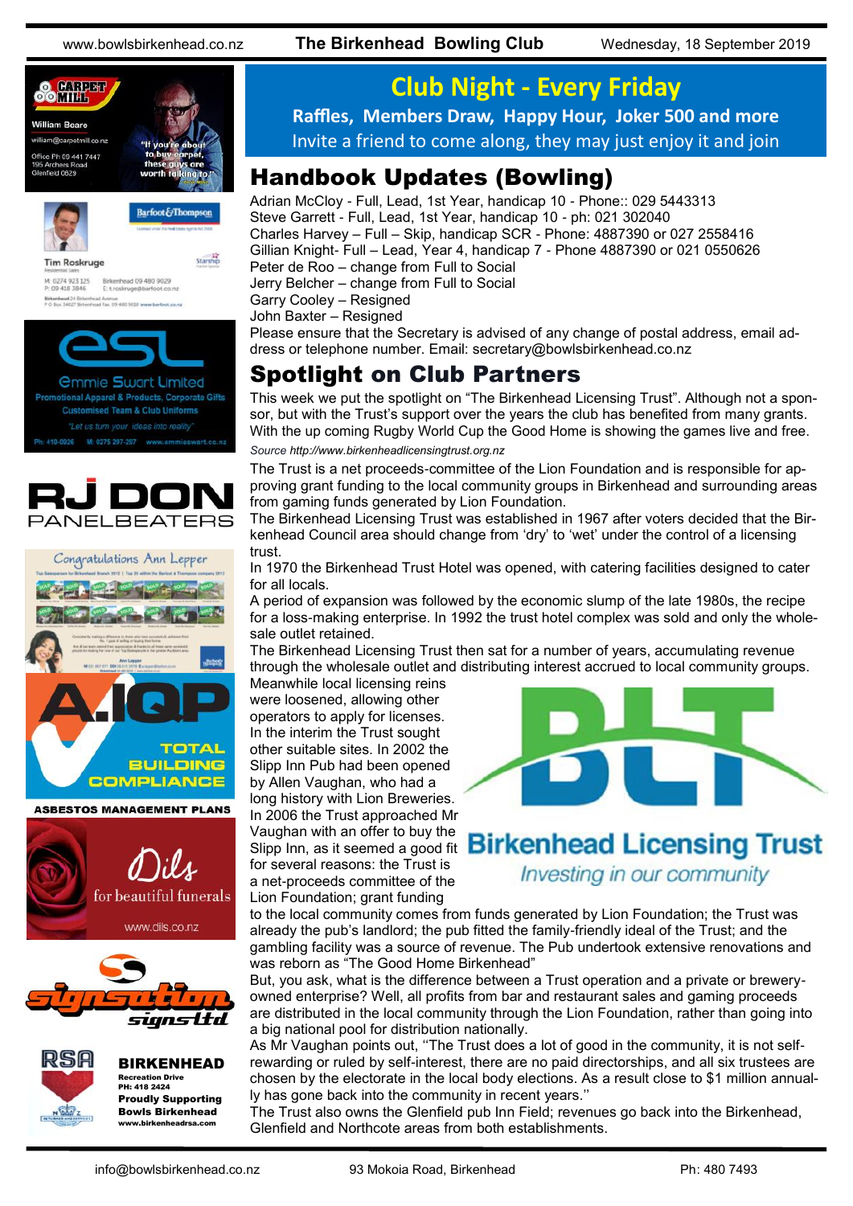# Club Night - Every Friday

**Raffles, Members Draw, Happy Hour, Joker 500 and more**

Invite a friend to come along, they may just enjoy it and join

## Handbook Updates (Bowling)

Adrian McCloy - Full, Lead, 1st Year, handicap 10 - Phone:: 029 5443313
Steve Garrett - Full, Lead, 1st Year, handicap 10 - ph: 021 302040
Charles Harvey – Full – Skip, handicap SCR - Phone: 4887390 or 027 2558416
Gillian Knight- Full – Lead, Year 4, handicap 7 - Phone 4887390 or 021 0550626
Peter de Roo – change from Full to Social
Jerry Belcher – change from Full to Social
Garry Cooley – Resigned
John Baxter – Resigned

Please ensure that the Secretary is advised of any change of postal address, email address or telephone number. Email: secretary@bowlsbirkenhead.co.nz

## Spotlight on Club Partners

This week we put the spotlight on "The Birkenhead Licensing Trust". Although not a sponsor, but with the Trust's support over the years the club has benefited from many grants. With the up coming Rugby World Cup the Good Home is showing the games live and free.

*Source http://www.birkenheadlicensingtrust.org.nz*

The Trust is a net proceeds-committee of the Lion Foundation and is responsible for approving grant funding to the local community groups in Birkenhead and surrounding areas from gaming funds generated by Lion Foundation.

The Birkenhead Licensing Trust was established in 1967 after voters decided that the Birkenhead Council area should change from 'dry' to 'wet' under the control of a licensing trust.

In 1970 the Birkenhead Trust Hotel was opened, with catering facilities designed to cater for all locals.

A period of expansion was followed by the economic slump of the late 1980s, the recipe for a loss-making enterprise. In 1992 the trust hotel complex was sold and only the wholesale outlet retained.

The Birkenhead Licensing Trust then sat for a number of years, accumulating revenue through the wholesale outlet and distributing interest accrued to local community groups.

Meanwhile local licensing reins were loosened, allowing other operators to apply for licenses. In the interim the Trust sought other suitable sites. In 2002 the Slipp Inn Pub had been opened by Allen Vaughan, who had a long history with Lion Breweries. In 2006 the Trust approached Mr Vaughan with an offer to buy the Slipp Inn, as it seemed a good fit for several reasons: the Trust is a net-proceeds committee of the Lion Foundation; grant funding to the local community comes from funds generated by Lion Foundation; the Trust was already the pub's landlord; the pub fitted the family-friendly ideal of the Trust; and the gambling facility was a source of revenue. The Pub undertook extensive renovations and was reborn as "The Good Home Birkenhead"

Birkenhead Licensing Trust
*Investing in our community*

But, you ask, what is the difference between a Trust operation and a private or brewery-owned enterprise? Well, all profits from bar and restaurant sales and gaming proceeds are distributed in the local community through the Lion Foundation, rather than going into a big national pool for distribution nationally.

As Mr Vaughan points out, "The Trust does a lot of good in the community, it is not self-rewarding or ruled by self-interest, there are no paid directorships, and all six trustees are chosen by the electorate in the local body elections. As a result close to $1 million annually has gone back into the community in recent years."

The Trust also owns the Glenfield pub Inn Field; revenues go back into the Birkenhead, Glenfield and Northcote areas from both establishments.

---

**Carpet Mill** – William Beare – william@carpetmill.co.nz – Office Ph 09 441 7447 – 195 Archers Road, Glenfield 0629 – "If you're about to buy carpet, these guys are worth talking to."

**Barfoot & Thompson** – Tim Roskruge – M: 0274 923 125 – P: 09 418 3846 – Birkenhead 09 480 9029 – E: t.roskruge@barfoot.co.nz

**esl – Emmie Swart Limited** – Promotional Apparel & Products, Corporate Gifts – Customised Team & Club Uniforms – "Let us turn your ideas into reality" – Ph: 410-0926 – M: 0275 297-207 – www.emmieswart.co.nz

**RJ DON PANELBEATERS**

**Congratulations Ann Lepper**

**A.IQP** – TOTAL BUILDING COMPLIANCE – ASBESTOS MANAGEMENT PLANS

**Dils** for beautiful funerals – www.dils.co.nz

**signsation signs ltd**

**RSA BIRKENHEAD** – Recreation Drive – PH: 418 2424 – Proudly Supporting Bowls Birkenhead – www.birkenheadrsa.com